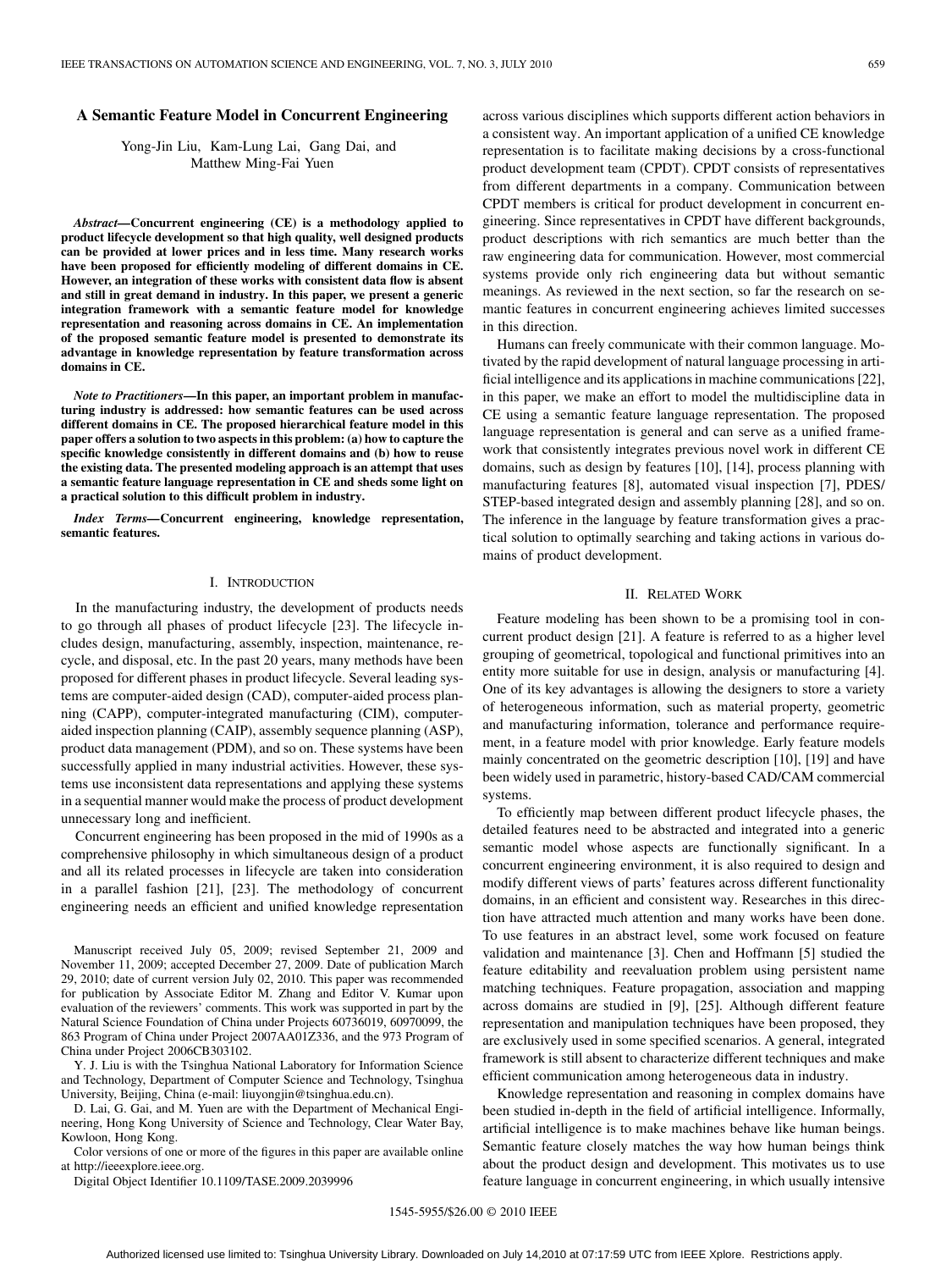# A Semantic Feature Model in Concurrent Engineering

Yong-Jin Liu, Kam-Lung Lai, Gang Dai, and Matthew Ming-Fai Yuen

***Abstract*—Concurrent engineering (CE) is a methodology applied to product lifecycle development so that high quality, well designed products can be provided at lower prices and in less time. Many research works have been proposed for efficiently modeling of different domains in CE. However, an integration of these works with consistent data flow is absent and still in great demand in industry. In this paper, we present a generic integration framework with a semantic feature model for knowledge representation and reasoning across domains in CE. An implementation of the proposed semantic feature model is presented to demonstrate its advantage in knowledge representation by feature transformation across domains in CE.**

***Note to Practitioners*—In this paper, an important problem in manufacturing industry is addressed: how semantic features can be used across different domains in CE. The proposed hierarchical feature model in this paper offers a solution to two aspects in this problem: (a) how to capture the specific knowledge consistently in different domains and (b) how to reuse the existing data. The presented modeling approach is an attempt that uses a semantic feature language representation in CE and sheds some light on a practical solution to this difficult problem in industry.**

***Index Terms*—Concurrent engineering, knowledge representation, semantic features.**

## I. Introduction

In the manufacturing industry, the development of products needs to go through all phases of product lifecycle [23]. The lifecycle includes design, manufacturing, assembly, inspection, maintenance, recycle, and disposal, etc. In the past 20 years, many methods have been proposed for different phases in product lifecycle. Several leading systems are computer-aided design (CAD), computer-aided process planning (CAPP), computer-integrated manufacturing (CIM), computer-aided inspection planning (CAIP), assembly sequence planning (ASP), product data management (PDM), and so on. These systems have been successfully applied in many industrial activities. However, these systems use inconsistent data representations and applying these systems in a sequential manner would make the process of product development unnecessary long and inefficient.

Concurrent engineering has been proposed in the mid of 1990s as a comprehensive philosophy in which simultaneous design of a product and all its related processes in lifecycle are taken into consideration in a parallel fashion [21], [23]. The methodology of concurrent engineering needs an efficient and unified knowledge representation across various disciplines which supports different action behaviors in a consistent way. An important application of a unified CE knowledge representation is to facilitate making decisions by a cross-functional product development team (CPDT). CPDT consists of representatives from different departments in a company. Communication between CPDT members is critical for product development in concurrent engineering. Since representatives in CPDT have different backgrounds, product descriptions with rich semantics are much better than the raw engineering data for communication. However, most commercial systems provide only rich engineering data but without semantic meanings. As reviewed in the next section, so far the research on semantic features in concurrent engineering achieves limited successes in this direction.

Humans can freely communicate with their common language. Motivated by the rapid development of natural language processing in artificial intelligence and its applications in machine communications [22], in this paper, we make an effort to model the multidiscipline data in CE using a semantic feature language representation. The proposed language representation is general and can serve as a unified framework that consistently integrates previous novel work in different CE domains, such as design by features [10], [14], process planning with manufacturing features [8], automated visual inspection [7], PDES/STEP-based integrated design and assembly planning [28], and so on. The inference in the language by feature transformation gives a practical solution to optimally searching and taking actions in various domains of product development.

## II. Related Work

Feature modeling has been shown to be a promising tool in concurrent product design [21]. A feature is referred to as a higher level grouping of geometrical, topological and functional primitives into an entity more suitable for use in design, analysis or manufacturing [4]. One of its key advantages is allowing the designers to store a variety of heterogeneous information, such as material property, geometric and manufacturing information, tolerance and performance requirement, in a feature model with prior knowledge. Early feature models mainly concentrated on the geometric description [10], [19] and have been widely used in parametric, history-based CAD/CAM commercial systems.

To efficiently map between different product lifecycle phases, the detailed features need to be abstracted and integrated into a generic semantic model whose aspects are functionally significant. In a concurrent engineering environment, it is also required to design and modify different views of parts' features across different functionality domains, in an efficient and consistent way. Researches in this direction have attracted much attention and many works have been done. To use features in an abstract level, some work focused on feature validation and maintenance [3]. Chen and Hoffmann [5] studied the feature editability and reevaluation problem using persistent name matching techniques. Feature propagation, association and mapping across domains are studied in [9], [25]. Although different feature representation and manipulation techniques have been proposed, they are exclusively used in some specified scenarios. A general, integrated framework is still absent to characterize different techniques and make efficient communication among heterogeneous data in industry.

Knowledge representation and reasoning in complex domains have been studied in-depth in the field of artificial intelligence. Informally, artificial intelligence is to make machines behave like human beings. Semantic feature closely matches the way how human beings think about the product design and development. This motivates us to use feature language in concurrent engineering, in which usually intensive

Manuscript received July 05, 2009; revised September 21, 2009 and November 11, 2009; accepted December 27, 2009. Date of publication March 29, 2010; date of current version July 02, 2010. This paper was recommended for publication by Associate Editor M. Zhang and Editor V. Kumar upon evaluation of the reviewers' comments. This work was supported in part by the Natural Science Foundation of China under Projects 60736019, 60970099, the 863 Program of China under Project 2007AA01Z336, and the 973 Program of China under Project 2006CB303102.

Y. J. Liu is with the Tsinghua National Laboratory for Information Science and Technology, Department of Computer Science and Technology, Tsinghua University, Beijing, China (e-mail: liuyongjin@tsinghua.edu.cn).

D. Lai, G. Gai, and M. Yuen are with the Department of Mechanical Engineering, Hong Kong University of Science and Technology, Clear Water Bay, Kowloon, Hong Kong.

Color versions of one or more of the figures in this paper are available online at http://ieeexplore.ieee.org.

Digital Object Identifier 10.1109/TASE.2009.2039996

1545-5955/$26.00 © 2010 IEEE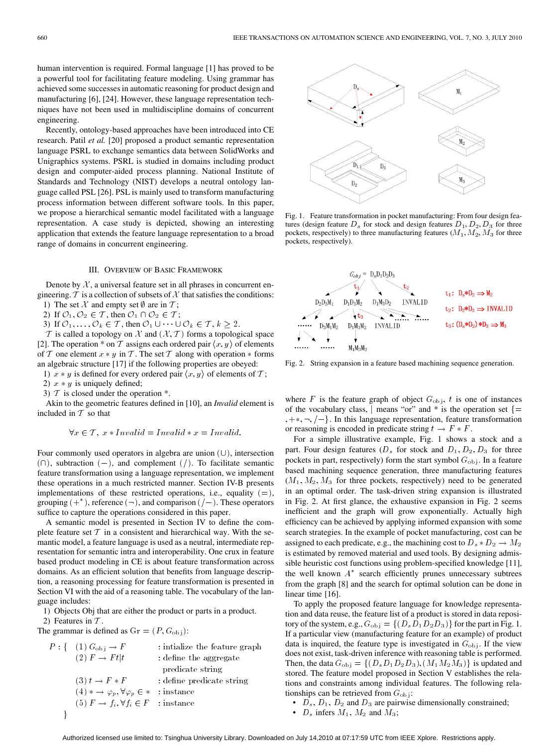human intervention is required. Formal language [1] has proved to be a powerful tool for facilitating feature modeling. Using grammar has achieved some successes in automatic reasoning for product design and manufacturing [6], [24]. However, these language representation techniques have not been used in multidiscipline domains of concurrent engineering.

Recently, ontology-based approaches have been introduced into CE research. Patil *et al.* [20] proposed a product semantic representation language PSRL to exchange semantics data between SolidWorks and Unigraphics systems. PSRL is studied in domains including product design and computer-aided process planning. National Institute of Standards and Technology (NIST) develops a neutral ontology language called PSL [26]. PSL is mainly used to transform manufacturing process information between different software tools. In this paper, we propose a hierarchical semantic model facilitated with a language representation. A case study is depicted, showing an interesting application that extends the feature language representation to a broad range of domains in concurrent engineering.

## III. Overview of Basic Framework

Denote by $\mathcal{X}$, a universal feature set in all phrases in concurrent engineering. $\mathcal{T}$ is a collection of subsets of $\mathcal{X}$ that satisfies the conditions:

1) The set $\mathcal{X}$ and empty set $\emptyset$ are in $\mathcal{T}$;
2) If $\mathcal{O}_1, \mathcal{O}_2 \in \mathcal{T}$, then $\mathcal{O}_1 \cap \mathcal{O}_2 \in \mathcal{T}$;
3) If $\mathcal{O}_1, \ldots, \mathcal{O}_k \in \mathcal{T}$, then $\mathcal{O}_1 \cup \cdots \cup \mathcal{O}_k \in \mathcal{T}$, $k \geq 2$.

$\mathcal{T}$ is called a topology on $\mathcal{X}$ and $(\mathcal{X}, \mathcal{T})$ forms a topological space [2]. The operation $*$ on $\mathcal{T}$ assigns each ordered pair $\langle x, y \rangle$ of elements of $\mathcal{T}$ one element $x * y$ in $\mathcal{T}$. The set $\mathcal{T}$ along with operation $*$ forms an algebraic structure [17] if the following properties are obeyed:

1) $x * y$ is defined for every ordered pair $\langle x, y \rangle$ of elements of $\mathcal{T}$;
2) $x * y$ is uniquely defined;
3) $\mathcal{T}$ is closed under the operation $*$.

Akin to the geometric features defined in [10], an *Invalid* element is included in $\mathcal{T}$ so that

$$\forall x \in \mathcal{T},\ x * Invalid = Invalid * x = Invalid.$$

Four commonly used operators in algebra are union ($\cup$), intersection ($\cap$), subtraction ($-$), and complement ($/$). To facilitate semantic feature transformation using a language representation, we implement these operations in a much restricted manner. Section IV-B presents implementations of these restricted operations, i.e., equality ($=$), grouping ($+^*$), reference ($\neg$), and comparison ($/-$). These operators suffice to capture the operations considered in this paper.

A semantic model is presented in Section IV to define the complete feature set $\mathcal{T}$ in a consistent and hierarchical way. With the semantic model, a feature language is used as a neutral, intermediate representation for semantic intra and interoperability. One crux in feature based product modeling in CE is about feature transformation across domains. As an efficient solution that benefits from language description, a reasoning processing for feature transformation is presented in Section VI with the aid of a reasoning table. The vocabulary of the language includes:

1) Objects Obj that are either the product or parts in a product.
2) Features in $\mathcal{T}$.

The grammar is defined as $\mathrm{Gr} = (P, G_{\mathrm{obj}})$:

$$
P: \{ \begin{array}{lll}
(1)\ G_{\mathrm{obj}} \rightarrow F & : \text{intialize the feature graph} \\
(2)\ F \rightarrow Ft|t & : \text{define the aggregate} \\
 & \phantom{:} \text{ predicate string} \\
(3)\ t \rightarrow F * F & : \text{define predicate string} \\
(4)\ * \rightarrow \varphi_p, \forall \varphi_p \in * & : \text{instance} \\
(5)\ F \rightarrow f_i, \forall f_i \in F & : \text{instance}
\end{array}
\}
$$

Fig. 1. Feature transformation in pocket manufacturing: From four design features (design feature $D_s$ for stock and design features $D_1, D_2, D_3$ for three pockets, respectively) to three manufacturing features ($M_1, M_2, M_3$ for three pockets, respectively).

Fig. 2. String expansion in a feature based machining sequence generation.

where $F$ is the feature graph of object $G_{\mathrm{obj}}$, $t$ is one of instances of the vocabulary class, | means "or" and $*$ is the operation set $\{=, +*, \neg, /-\}$. In this language representation, feature transformation or reasoning is encoded in predicate string $t \rightarrow F * F$.

For a simple illustrative example, Fig. 1 shows a stock and a part. Four design features ($D_s$ for stock and $D_1, D_2, D_3$ for three pockets in part, respectively) form the start symbol $G_{\mathrm{obj}}$. In a feature based machining sequence generation, three manufacturing features ($M_1, M_2, M_3$ for three pockets, respectively) need to be generated in an optimal order. The task-driven string expansion is illustrated in Fig. 2. At first glance, the exhaustive expansion in Fig. 2 seems inefficient and the graph will grow exponentially. Actually high efficiency can be achieved by applying informed expansion with some search strategies. In the example of pocket manufacturing, cost can be assigned to each predicate, e.g., the machining cost to $D_s * D_2 \rightarrow M_2$ is estimated by removed material and used tools. By designing admissible heuristic cost functions using problem-specified knowledge [11], the well known $A^*$ search efficiently prunes unnecessary subtrees from the graph [8] and the search for optimal solution can be done in linear time [16].

To apply the proposed feature language for knowledge representation and data reuse, the feature list of a product is stored in data repository of the system, e.g., $G_{\mathrm{obj}} = \{(D_s D_1 D_2 D_3)\}$ for the part in Fig. 1. If a particular view (manufacturing feature for an example) of product data is inquired, the feature type is investigated in $G_{\mathrm{obj}}$. If the view does not exist, task-driven inference with reasoning table is performed. Then, the data $G_{\mathrm{obj}} = \{(D_s D_1 D_2 D_3), (M_1 M_2 M_3)\}$ is updated and stored. The feature model proposed in Section V establishes the relations and constraints among individual features. The following relationships can be retrieved from $G_{\mathrm{obj}}$:

- $D_s$, $D_1$, $D_2$ and $D_3$ are pairwise dimensionally constrained;
- $D_s$ infers $M_1$, $M_2$ and $M_3$;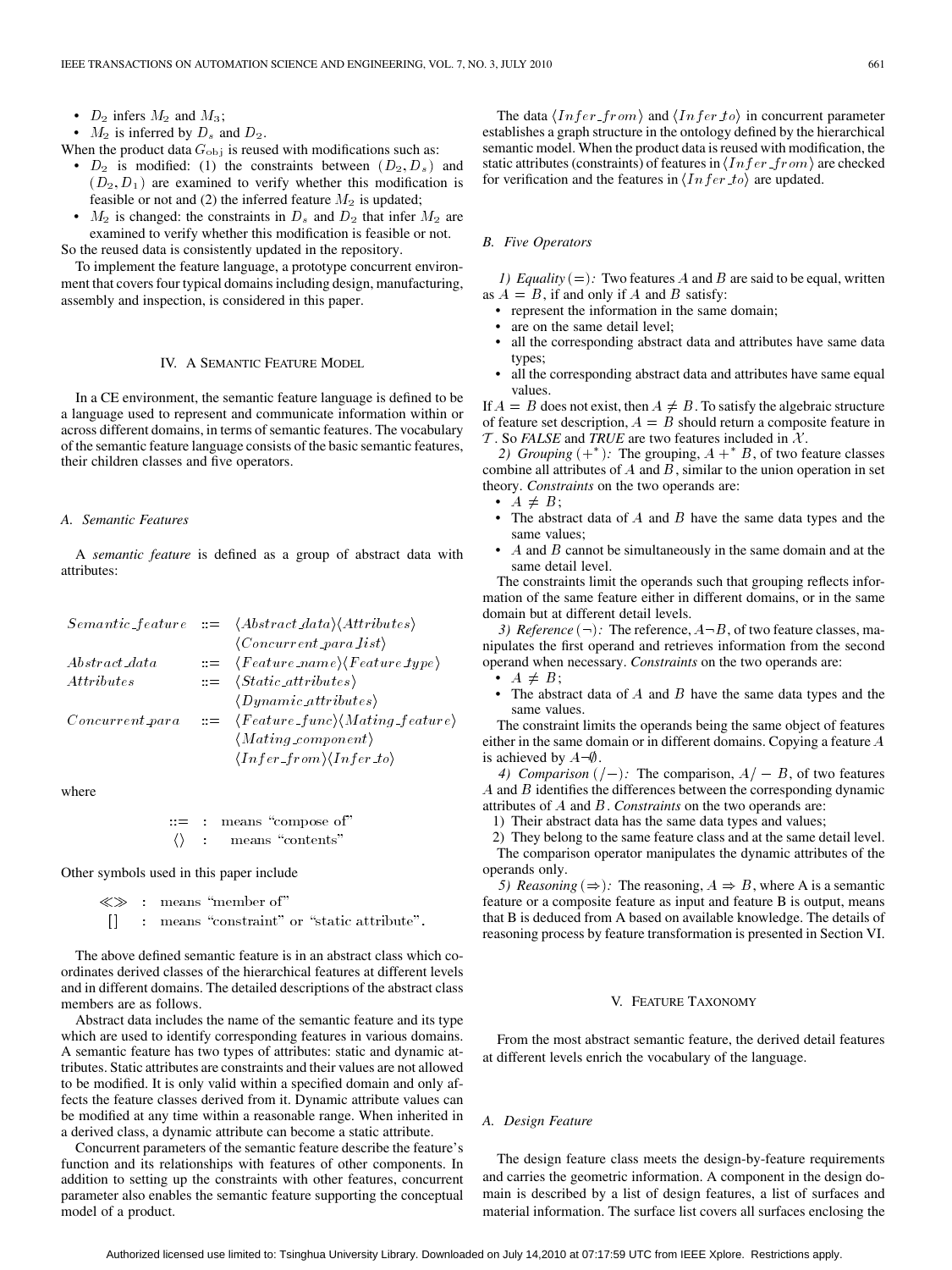- $D_2$ infers $M_2$ and $M_3$;
- $M_2$ is inferred by $D_s$ and $D_2$.

When the product data $G_{\text{obj}}$ is reused with modifications such as:

- $D_2$ is modified: (1) the constraints between $(D_2, D_s)$ and $(D_2, D_1)$ are examined to verify whether this modification is feasible or not and (2) the inferred feature $M_2$ is updated;
- $M_2$ is changed: the constraints in $D_s$ and $D_2$ that infer $M_2$ are examined to verify whether this modification is feasible or not.

So the reused data is consistently updated in the repository.

To implement the feature language, a prototype concurrent environment that covers four typical domains including design, manufacturing, assembly and inspection, is considered in this paper.

## IV. A Semantic Feature Model

In a CE environment, the semantic feature language is defined to be a language used to represent and communicate information within or across different domains, in terms of semantic features. The vocabulary of the semantic feature language consists of the basic semantic features, their children classes and five operators.

### A. Semantic Features

A *semantic feature* is defined as a group of abstract data with attributes:

$$
\begin{aligned}
Semantic\_feature \;&::=\; \langle Abstract\_data\rangle\langle Attributes\rangle\\
&\quad\;\;\langle Concurrent\_para\_list\rangle\\
Abstract\_data \;&::=\; \langle Feature\_name\rangle\langle Feature\_type\rangle\\
Attributes \;&::=\; \langle Static\_attributes\rangle\\
&\quad\;\;\langle Dynamic\_attributes\rangle\\
Concurrent\_para \;&::=\; \langle Feature\_func\rangle\langle Mating\_feature\rangle\\
&\quad\;\;\langle Mating\_component\rangle\\
&\quad\;\;\langle Infer\_from\rangle\langle Infer\_to\rangle
\end{aligned}
$$

where

$::=$ : means "compose of"
$\langle\rangle$ : means "contents"

Other symbols used in this paper include

$\ll\gg$ : means "member of"
[] : means "constraint" or "static attribute".

The above defined semantic feature is in an abstract class which coordinates derived classes of the hierarchical features at different levels and in different domains. The detailed descriptions of the abstract class members are as follows.

Abstract data includes the name of the semantic feature and its type which are used to identify corresponding features in various domains. A semantic feature has two types of attributes: static and dynamic attributes. Static attributes are constraints and their values are not allowed to be modified. It is only valid within a specified domain and only affects the feature classes derived from it. Dynamic attribute values can be modified at any time within a reasonable range. When inherited in a derived class, a dynamic attribute can become a static attribute.

Concurrent parameters of the semantic feature describe the feature's function and its relationships with features of other components. In addition to setting up the constraints with other features, concurrent parameter also enables the semantic feature supporting the conceptual model of a product.

The data $\langle Infer\_from\rangle$ and $\langle Infer\_to\rangle$ in concurrent parameter establishes a graph structure in the ontology defined by the hierarchical semantic model. When the product data is reused with modification, the static attributes (constraints) of features in $\langle Infer\_from\rangle$ are checked for verification and the features in $\langle Infer\_to\rangle$ are updated.

### B. Five Operators

*1) Equality* $(=)$*:* Two features $A$ and $B$ are said to be equal, written as $A = B$, if and only if $A$ and $B$ satisfy:

- represent the information in the same domain;
- are on the same detail level;
- all the corresponding abstract data and attributes have same data types;
- all the corresponding abstract data and attributes have same equal values.

If $A = B$ does not exist, then $A \neq B$. To satisfy the algebraic structure of feature set description, $A = B$ should return a composite feature in $\mathcal{T}$. So *FALSE* and *TRUE* are two features included in $\mathcal{X}$.

*2) Grouping* $(+^*)$*:* The grouping, $A +^* B$, of two feature classes combine all attributes of $A$ and $B$, similar to the union operation in set theory. *Constraints* on the two operands are:

- $A \neq B$;
- The abstract data of $A$ and $B$ have the same data types and the same values;
- $A$ and $B$ cannot be simultaneously in the same domain and at the same detail level.

The constraints limit the operands such that grouping reflects information of the same feature either in different domains, or in the same domain but at different detail levels.

*3) Reference* $(\neg)$*:* The reference, $A \neg B$, of two feature classes, manipulates the first operand and retrieves information from the second operand when necessary. *Constraints* on the two operands are:

- $A \neq B$;
- The abstract data of $A$ and $B$ have the same data types and the same values.

The constraint limits the operands being the same object of features either in the same domain or in different domains. Copying a feature $A$ is achieved by $A \neg \emptyset$.

*4) Comparison* $(/-)$*:* The comparison, $A/-B$, of two features $A$ and $B$ identifies the differences between the corresponding dynamic attributes of $A$ and $B$. *Constraints* on the two operands are:

1) Their abstract data has the same data types and values;
2) They belong to the same feature class and at the same detail level.

The comparison operator manipulates the dynamic attributes of the operands only.

*5) Reasoning* $(\Rightarrow)$*:* The reasoning, $A \Rightarrow B$, where A is a semantic feature or a composite feature as input and feature B is output, means that B is deduced from A based on available knowledge. The details of reasoning process by feature transformation is presented in Section VI.

## V. Feature Taxonomy

From the most abstract semantic feature, the derived detail features at different levels enrich the vocabulary of the language.

### A. Design Feature

The design feature class meets the design-by-feature requirements and carries the geometric information. A component in the design domain is described by a list of design features, a list of surfaces and material information. The surface list covers all surfaces enclosing the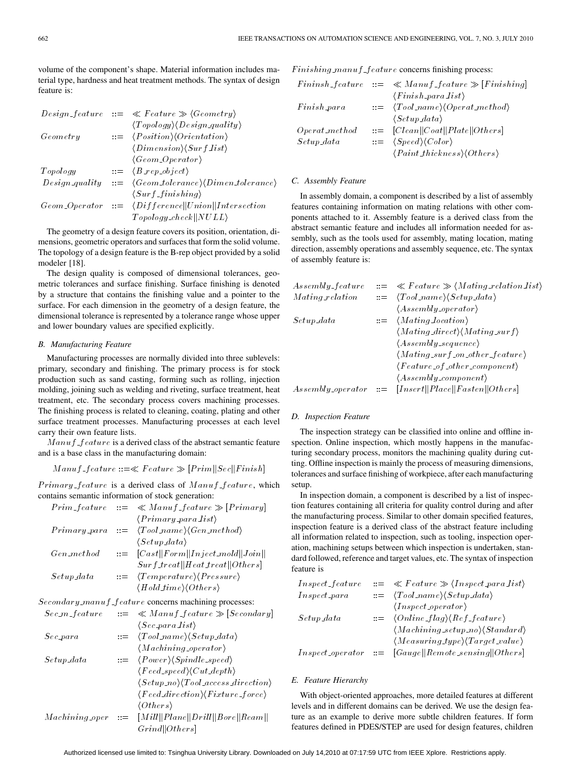volume of the component's shape. Material information includes material type, hardness and heat treatment methods. The syntax of design feature is:

$$
\begin{aligned}
Design\_feature \quad &::= \ll Feature \gg \langle Geometry\rangle \\
&\quad \langle Topology\rangle\langle Design\_quality\rangle \\
Geometry \quad &::= \langle Position\rangle\langle Orientation\rangle \\
&\quad \langle Dimension\rangle\langle Surf\_list\rangle \\
&\quad \langle Geom\_Operator\rangle \\
Topology \quad &::= \langle B\_rep\_object\rangle \\
Design\_quality \quad &::= \langle Geom\_tolerance\rangle\langle Dimen\_tolerance\rangle \\
&\quad \langle Surf\_finishing\rangle \\
Geom\_Operator \quad &::= \langle Difference\|Union\|Intersection \\
&\quad Topology\_check\|NULL\rangle
\end{aligned}
$$

The geometry of a design feature covers its position, orientation, dimensions, geometric operators and surfaces that form the solid volume. The topology of a design feature is the B-rep object provided by a solid modeler [18].

The design quality is composed of dimensional tolerances, geometric tolerances and surface finishing. Surface finishing is denoted by a structure that contains the finishing value and a pointer to the surface. For each dimension in the geometry of a design feature, the dimensional tolerance is represented by a tolerance range whose upper and lower boundary values are specified explicitly.

### B. Manufacturing Feature

Manufacturing processes are normally divided into three sublevels: primary, secondary and finishing. The primary process is for stock production such as sand casting, forming such as rolling, injection molding, joining such as welding and riveting, surface treatment, heat treatment, etc. The secondary process covers machining processes. The finishing process is related to cleaning, coating, plating and other surface treatment processes. Manufacturing processes at each level carry their own feature lists.

$Manuf\_feature$ is a derived class of the abstract semantic feature and is a base class in the manufacturing domain:

$$Manuf\_feature ::= \ll Feature \gg [Prim\|Sec\|Finish]$$

$Primary\_feature$ is a derived class of $Manuf\_feature$, which contains semantic information of stock generation:

$$
\begin{aligned}
Prim\_feature \quad &::= \ll Manuf\_feature \gg [Primary] \\
&\quad \langle Primary\_para\_list\rangle \\
Primary\_para \quad &::= \langle Tool\_name\rangle\langle Gen\_method\rangle \\
&\quad \langle Setup\_data\rangle \\
Gen\_method \quad &::= [Cast\|Form\|Inject\_mold\|Join\| \\
&\quad Surf\_treat\|Heat\_treat\|Others] \\
Setup\_data \quad &::= \langle Temperature\rangle\langle Pressure\rangle \\
&\quad \langle Hold\_time\rangle\langle Others\rangle
\end{aligned}
$$

$Secondary\_manuf\_feature$ concerns machining processes:

$$
\begin{aligned}
Sec\_m\_feature \quad &::= \ll Manuf\_feature \gg [Secondary] \\
&\quad \langle Sec\_para\_list\rangle \\
Sec\_para \quad &::= \langle Tool\_name\rangle\langle Setup\_data\rangle \\
&\quad \langle Machining\_operator\rangle \\
Setup\_data \quad &::= \langle Power\rangle\langle Spindle\_speed\rangle \\
&\quad \langle Feed\_speed\rangle\langle Cut\_depth\rangle \\
&\quad \langle Setup\_no\rangle\langle Tool\_access\_direction\rangle \\
&\quad \langle Feed\_direction\rangle\langle Fixture\_force\rangle \\
&\quad \langle Others\rangle \\
Machining\_oper \quad &::= [Mill\|Plane\|Drill\|Bore\|Ream\| \\
&\quad Grind\|Others]
\end{aligned}
$$

$Finishing\_manuf\_feature$ concerns finishing process:

$$
\begin{aligned}
Fininsh\_feature \quad &::= \ll Manuf\_feature \gg [Finishing] \\
&\quad \langle Finish\_para\_list\rangle \\
Finish\_para \quad &::= \langle Tool\_name\rangle\langle Operat\_method\rangle \\
&\quad \langle Setup\_data\rangle \\
Operat\_method \quad &::= [Clean\|Coat\|Plate\|Others] \\
Setup\_data \quad &::= \langle Speed\rangle\langle Color\rangle \\
&\quad \langle Paint\_thickness\rangle\langle Others\rangle
\end{aligned}
$$

### C. Assembly Feature

In assembly domain, a component is described by a list of assembly features containing information on mating relations with other components attached to it. Assembly feature is a derived class from the abstract semantic feature and includes all information needed for assembly, such as the tools used for assembly, mating location, mating direction, assembly operations and assembly sequence, etc. The syntax of assembly feature is:

$$
\begin{aligned}
Assembly\_feature \quad &::= \ll Feature \gg \langle Mating\_relation\_list\rangle \\
Mating\_relation \quad &::= \langle Tool\_name\rangle\langle Setup\_data\rangle \\
&\quad \langle Assembly\_operator\rangle \\
Setup\_data \quad &::= \langle Mating\_location\rangle \\
&\quad \langle Mating\_direct\rangle\langle Mating\_surf\rangle \\
&\quad \langle Assembly\_sequence\rangle \\
&\quad \langle Mating\_surf\_on\_other\_feature\rangle \\
&\quad \langle Feature\_of\_other\_component\rangle \\
&\quad \langle Assembly\_component\rangle \\
Assembly\_operator \quad &::= [Insert\|Place\|Fasten\|Others]
\end{aligned}
$$

### D. Inspection Feature

The inspection strategy can be classified into online and offline inspection. Online inspection, which mostly happens in the manufacturing secondary process, monitors the machining quality during cutting. Offline inspection is mainly the process of measuring dimensions, tolerances and surface finishing of workpiece, after each manufacturing setup.

In inspection domain, a component is described by a list of inspection features containing all criteria for quality control during and after the manufacturing process. Similar to other domain specified features, inspection feature is a derived class of the abstract feature including all information related to inspection, such as tooling, inspection operation, machining setups between which inspection is undertaken, standard followed, reference and target values, etc. The syntax of inspection feature is

$$
\begin{aligned}
Inspect\_feature \quad &::= \ll Feature \gg \langle Inspect\_para\_list\rangle \\
Inspect\_para \quad &::= \langle Tool\_name\rangle\langle Setup\_data\rangle \\
&\quad \langle Inspect\_operator\rangle \\
Setup\_data \quad &::= \langle Online\_flag\rangle\langle Ref\_feature\rangle \\
&\quad \langle Machining\_setup\_no\rangle\langle Standard\rangle \\
&\quad \langle Measuring\_type\rangle\langle Target\_value\rangle \\
Inspect\_operator \quad &::= [Gauge\|Remote\_sensing\|Others]
\end{aligned}
$$

### E. Feature Hierarchy

With object-oriented approaches, more detailed features at different levels and in different domains can be derived. We use the design feature as an example to derive more subtle children features. If form features defined in PDES/STEP are used for design features, children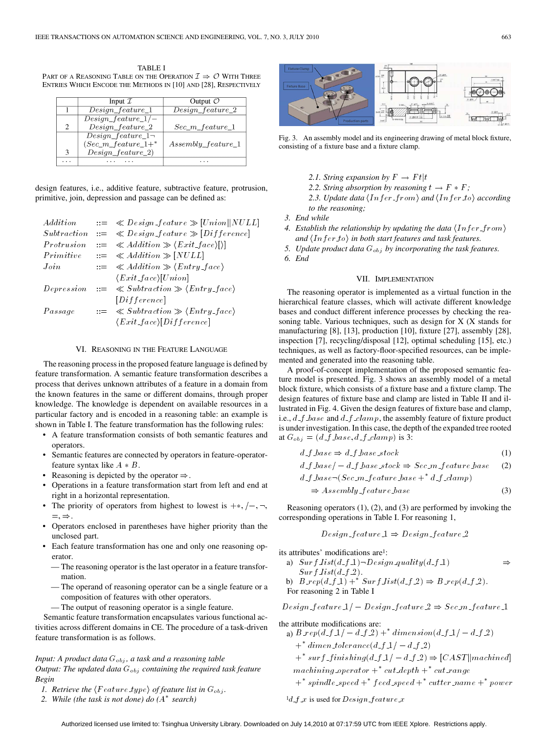TABLE I
PART OF A REASONING TABLE ON THE OPERATION $\mathcal{I} \Rightarrow \mathcal{O}$ WITH THREE ENTRIES WHICH ENCODE THE METHODS IN [10] AND [28], RESPECTIVELY

| | Input $\mathcal{I}$ | Output $\mathcal{O}$ |
|---|---|---|
| 1 | $Design\_feature\_1$ | $Design\_feature\_2$ |
| 2 | $Design\_feature\_1/-$ $Design\_feature\_2$ | $Sec\_m\_feature\_1$ |
| 3 | $Design\_feature\_1\neg$ $(Sec\_m\_feature\_1+^{*}$ $Design\_feature\_2)$ | $Assembly\_feature\_1$ |
| ... | ... ... | ... |

design features, i.e., additive feature, subtractive feature, protrusion, primitive, join, depression and passage can be defined as:

$$
\begin{aligned}
Addition &::= \ll Design\_feature \gg [Union||NULL] \\
Subtraction &::= \ll Design\_feature \gg [Difference] \\
Protrusion &::= \ll Addition \gg \langle Exit\_face \rangle [)] \\
Primitive &::= \ll Addition \gg [NULL] \\
Join &::= \ll Addition \gg \langle Entry\_face \rangle \\
&\quad\;\; \langle Exit\_face \rangle [Union] \\
Depression &::= \ll Subtraction \gg \langle Entry\_face \rangle \\
&\quad\;\; [Difference] \\
Passage &::= \ll Subtraction \gg \langle Entry\_face \rangle \\
&\quad\;\; \langle Exit\_face \rangle [Difference]
\end{aligned}
$$

## VI. Reasoning in the Feature Language

The reasoning process in the proposed feature language is defined by feature transformation. A semantic feature transformation describes a process that derives unknown attributes of a feature in a domain from the known features in the same or different domains, through proper knowledge. The knowledge is dependent on available resources in a particular factory and is encoded in a reasoning table: an example is shown in Table I. The feature transformation has the following rules:

- A feature transformation consists of both semantic features and operators.
- Semantic features are connected by operators in feature-operator-feature syntax like $A * B$.
- Reasoning is depicted by the operator $\Rightarrow$.
- Operations in a feature transformation start from left and end at right in a horizontal representation.
- The priority of operators from highest to lowest is $+*, /-, \neg, =, \Rightarrow$.
- Operators enclosed in parentheses have higher priority than the unclosed part.
- Each feature transformation has one and only one reasoning operator.
  - The reasoning operator is the last operator in a feature transformation.
  - The operand of reasoning operator can be a single feature or a composition of features with other operators.
  - The output of reasoning operator is a single feature.

Semantic feature transformation encapsulates various functional activities across different domains in CE. The procedure of a task-driven feature transformation is as follows.

*Input: A product data $G_{obj}$, a task and a reasoning table*
*Output: The updated data $G_{obj}$ containing the required task feature*
*Begin*

1. *Retrieve the $\langle Feature\_type \rangle$ of feature list in $G_{obj}$.*
2. *While (the task is not done) do ($A^*$ search)*
   - *2.1. String expansion by $F \rightarrow Ft|t$*
   - *2.2. String absorption by reasoning $t \rightarrow F * F$;*
   - *2.3. Update data $\langle Infer\_from \rangle$ and $\langle Infer\_to \rangle$ according to the reasoning;*
3. *End while*
4. *Establish the relationship by updating the data $\langle Infer\_from \rangle$ and $\langle Infer\_to \rangle$ in both start features and task features.*
5. *Update product data $G_{obj}$ by incorporating the task features.*
6. *End*

Fig. 3. An assembly model and its engineering drawing of metal block fixture, consisting of a fixture base and a fixture clamp.

## VII. Implementation

The reasoning operator is implemented as a virtual function in the hierarchical feature classes, which will activate different knowledge bases and conduct different inference processes by checking the reasoning table. Various techniques, such as design for X (X stands for manufacturing [8], [13], production [10], fixture [27], assembly [28], inspection [7], recycling/disposal [12], optimal scheduling [15], etc.) techniques, as well as factory-floor-specified resources, can be implemented and generated into the reasoning table.

A proof-of-concept implementation of the proposed semantic feature model is presented. Fig. 3 shows an assembly model of a metal block fixture, which consists of a fixture base and a fixture clamp. The design features of fixture base and clamp are listed in Table II and illustrated in Fig. 4. Given the design features of fixture base and clamp, i.e., $d\_f\_base$ and $d\_f\_clamp$, the assembly feature of fixture product is under investigation. In this case, the depth of the expanded tree rooted at $G_{obj} = (d\_f\_base, d\_f\_clamp)$ is 3:

$$d\_f\_base \Rightarrow d\_f\_base\_stock \tag{1}$$

$$d\_f\_base/-d\_f\_base\_stock \Rightarrow Sec\_m\_feature\_base \tag{2}$$

$$d\_f\_base\neg(Sec\_m\_feature\_base +^{*} d\_f\_clamp) \Rightarrow Assembly\_feature\_base \tag{3}$$

Reasoning operators (1), (2), and (3) are performed by invoking the corresponding operations in Table I. For reasoning 1,

$$Design\_feature\_1 \Rightarrow Design\_feature\_2$$

its attributes' modifications are[1]:

a) $Surf\_list(d\_f\_1)\neg Design\_quality(d\_f\_1) \Rightarrow Surf\_list(d\_f\_2)$.

b) $B\_rep(d\_f\_1) +^{*} Surf\_list(d\_f\_2) \Rightarrow B\_rep(d\_f\_2)$.

For reasoning 2 in Table I

$$Design\_feature\_1/-Design\_feature\_2 \Rightarrow Sec\_m\_feature\_1$$

the attribute modifications are:

a) $B\_rep(d\_f\_1/-d\_f\_2) +^{*} dimension(d\_f\_1/-d\_f\_2) +^{*} dimen\_tolerance(d\_f\_1/-d\_f\_2) +^{*} surf\_finishing(d\_f\_1/-d\_f\_2) \Rightarrow [CAST||machined]$ $machining\_operator +^{*} cut\_depth +^{*} cut\_range +^{*} spindle\_speed +^{*} feed\_speed +^{*} cutter\_name +^{*} power$

[1] $d\_f\_x$ is used for $Design\_feature\_x$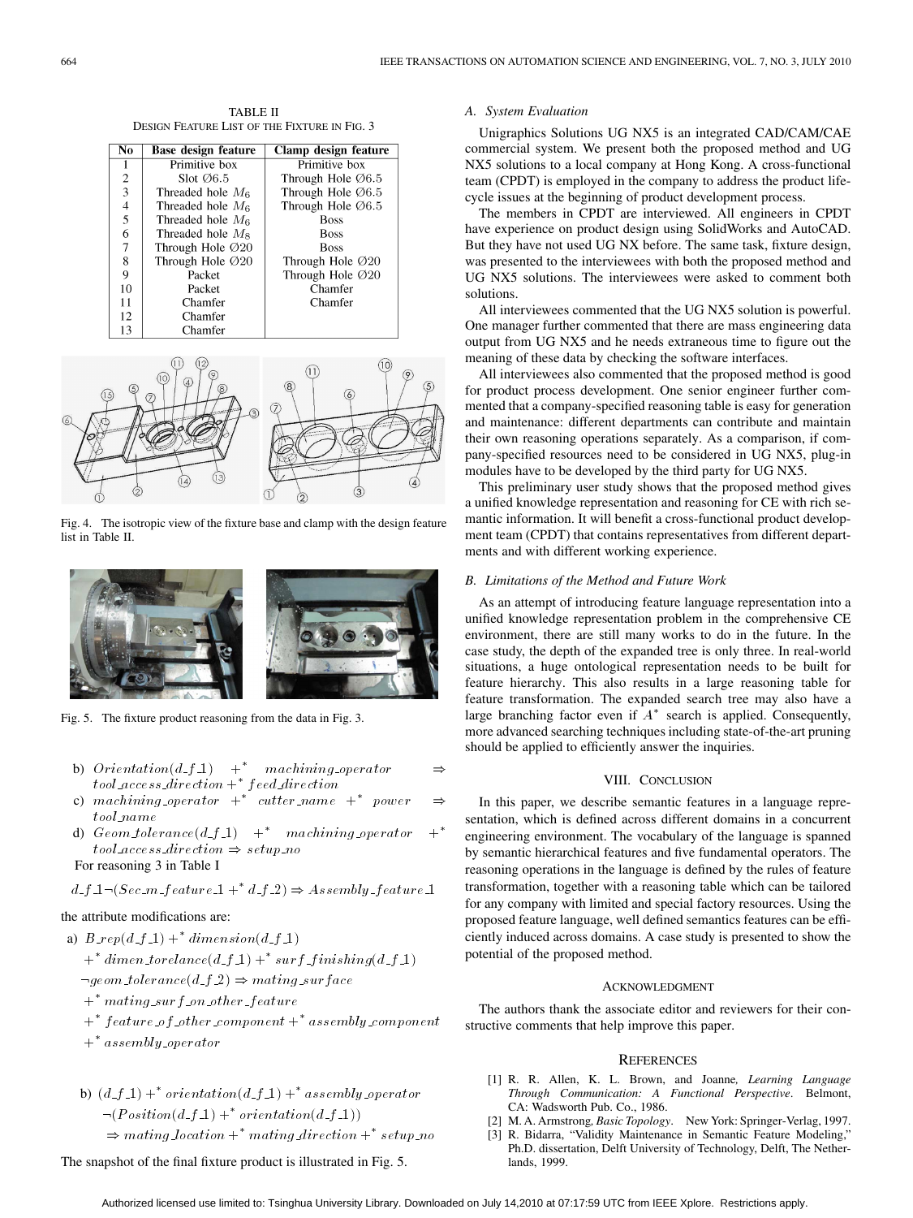TABLE II
DESIGN FEATURE LIST OF THE FIXTURE IN FIG. 3

| No | Base design feature | Clamp design feature |
|---|---|---|
| 1 | Primitive box | Primitive box |
| 2 | Slot Ø6.5 | Through Hole Ø6.5 |
| 3 | Threaded hole $M_6$ | Through Hole Ø6.5 |
| 4 | Threaded hole $M_6$ | Through Hole Ø6.5 |
| 5 | Threaded hole $M_6$ | Boss |
| 6 | Threaded hole $M_8$ | Boss |
| 7 | Through Hole Ø20 | Boss |
| 8 | Through Hole Ø20 | Through Hole Ø20 |
| 9 | Packet | Through Hole Ø20 |
| 10 | Packet | Chamfer |
| 11 | Chamfer | Chamfer |
| 12 | Chamfer | |
| 13 | Chamfer | |

Fig. 4. The isotropic view of the fixture base and clamp with the design feature list in Table II.

Fig. 5. The fixture product reasoning from the data in Fig. 3.

b) $Orientation(d\_f\_1) +^* machining\_operator \Rightarrow tool\_access\_direction +^* feed\_direction$

c) $machining\_operator +^* cutter\_name +^* power \Rightarrow tool\_name$

d) $Geom\_tolerance(d\_f\_1) +^* machining\_operator +^* tool\_access\_direction \Rightarrow setup\_no$

For reasoning 3 in Table I

$$d\_f\_1 \neg (Sec\_m\_feature\_1 +^* d\_f\_2) \Rightarrow Assembly\_feature\_1$$

the attribute modifications are:

a) $$B\_rep(d\_f\_1) +^* dimension(d\_f\_1) +^* dimen\_torelance(d\_f\_1) +^* surf\_finishing(d\_f\_1) \neg geom\_tolerance(d\_f\_2) \Rightarrow mating\_surface +^* mating\_surf\_on\_other\_feature +^* feature\_of\_other\_component +^* assembly\_component +^* assembly\_operator$$

b) $$(d\_f\_1) +^* orientation(d\_f\_1) +^* assembly\_operator \neg (Position(d\_f\_1) +^* orientation(d\_f\_1)) \Rightarrow mating\_location +^* mating\_direction +^* setup\_no$$

The snapshot of the final fixture product is illustrated in Fig. 5.

### A. System Evaluation

Unigraphics Solutions UG NX5 is an integrated CAD/CAM/CAE commercial system. We present both the proposed method and UG NX5 solutions to a local company at Hong Kong. A cross-functional team (CPDT) is employed in the company to address the product lifecycle issues at the beginning of product development process.

The members in CPDT are interviewed. All engineers in CPDT have experience on product design using SolidWorks and AutoCAD. But they have not used UG NX before. The same task, fixture design, was presented to the interviewees with both the proposed method and UG NX5 solutions. The interviewees were asked to comment both solutions.

All interviewees commented that the UG NX5 solution is powerful. One manager further commented that there are mass engineering data output from UG NX5 and he needs extraneous time to figure out the meaning of these data by checking the software interfaces.

All interviewees also commented that the proposed method is good for product process development. One senior engineer further commented that a company-specified reasoning table is easy for generation and maintenance: different departments can contribute and maintain their own reasoning operations separately. As a comparison, if company-specified resources need to be considered in UG NX5, plug-in modules have to be developed by the third party for UG NX5.

This preliminary user study shows that the proposed method gives a unified knowledge representation and reasoning for CE with rich semantic information. It will benefit a cross-functional product development team (CPDT) that contains representatives from different departments and with different working experience.

### B. Limitations of the Method and Future Work

As an attempt of introducing feature language representation into a unified knowledge representation problem in the comprehensive CE environment, there are still many works to do in the future. In the case study, the depth of the expanded tree is only three. In real-world situations, a huge ontological representation needs to be built for feature hierarchy. This also results in a large reasoning table for feature transformation. The expanded search tree may also have a large branching factor even if $A^*$ search is applied. Consequently, more advanced searching techniques including state-of-the-art pruning should be applied to efficiently answer the inquiries.

## VIII. CONCLUSION

In this paper, we describe semantic features in a language representation, which is defined across different domains in a concurrent engineering environment. The vocabulary of the language is spanned by semantic hierarchical features and five fundamental operators. The reasoning operations in the language is defined by the rules of feature transformation, together with a reasoning table which can be tailored for any company with limited and special factory resources. Using the proposed feature language, well defined semantics features can be efficiently induced across domains. A case study is presented to show the potential of the proposed method.

## ACKNOWLEDGMENT

The authors thank the associate editor and reviewers for their constructive comments that help improve this paper.

## REFERENCES

[1] R. R. Allen, K. L. Brown, and Joanne, *Learning Language Through Communication: A Functional Perspective*. Belmont, CA: Wadsworth Pub. Co., 1986.

[2] M. A. Armstrong, *Basic Topology*. New York: Springer-Verlag, 1997.

[3] R. Bidarra, "Validity Maintenance in Semantic Feature Modeling," Ph.D. dissertation, Delft University of Technology, Delft, The Netherlands, 1999.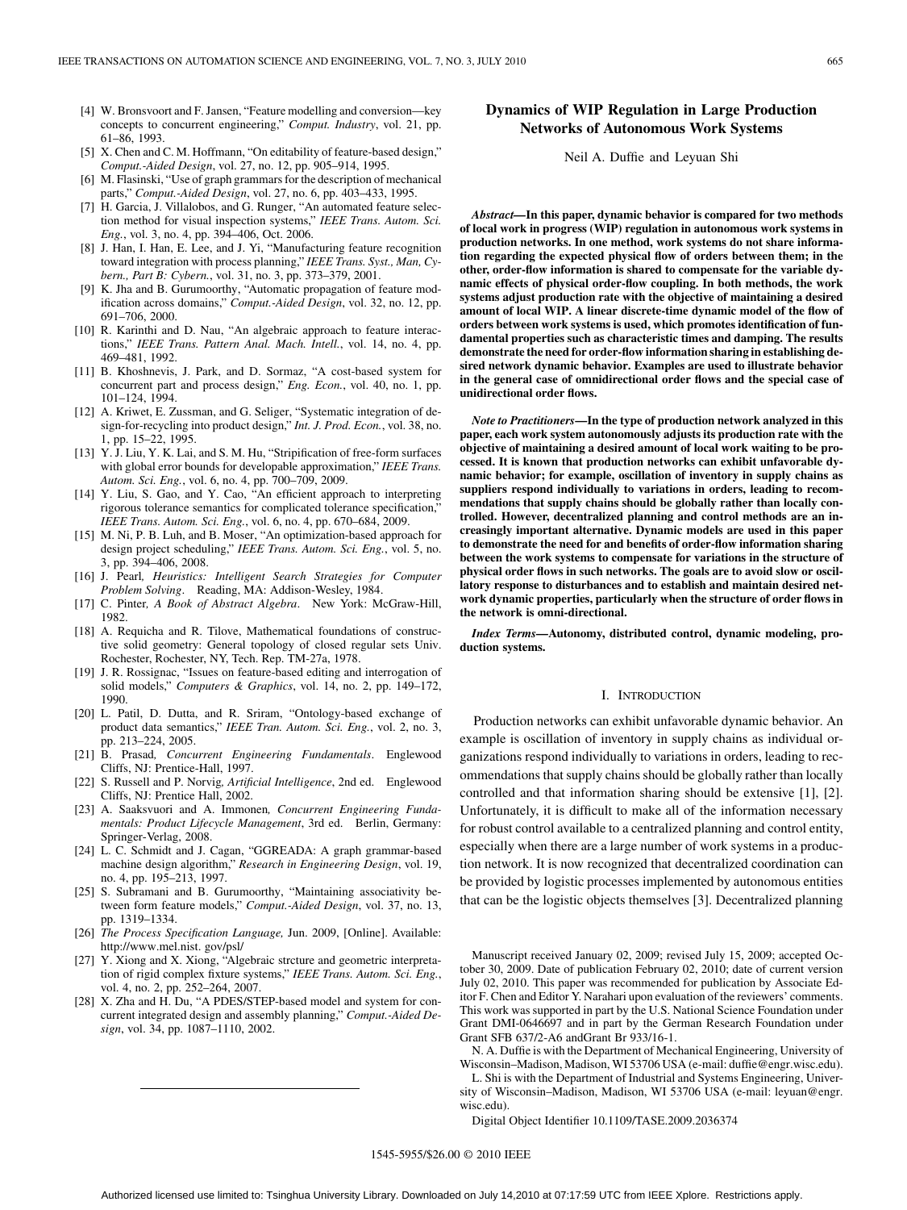[4] W. Bronsvoort and F. Jansen, "Feature modelling and conversion—key concepts to concurrent engineering," *Comput. Industry*, vol. 21, pp. 61–86, 1993.

[5] X. Chen and C. M. Hoffmann, "On editability of feature-based design," *Comput.-Aided Design*, vol. 27, no. 12, pp. 905–914, 1995.

[6] M. Flasinski, "Use of graph grammars for the description of mechanical parts," *Comput.-Aided Design*, vol. 27, no. 6, pp. 403–433, 1995.

[7] H. Garcia, J. Villalobos, and G. Runger, "An automated feature selection method for visual inspection systems," *IEEE Trans. Autom. Sci. Eng.*, vol. 3, no. 4, pp. 394–406, Oct. 2006.

[8] J. Han, I. Han, E. Lee, and J. Yi, "Manufacturing feature recognition toward integration with process planning," *IEEE Trans. Syst., Man, Cybern., Part B: Cybern.*, vol. 31, no. 3, pp. 373–379, 2001.

[9] K. Jha and B. Gurumoorthy, "Automatic propagation of feature modification across domains," *Comput.-Aided Design*, vol. 32, no. 12, pp. 691–706, 2000.

[10] R. Karinthi and D. Nau, "An algebraic approach to feature interactions," *IEEE Trans. Pattern Anal. Mach. Intell.*, vol. 14, no. 4, pp. 469–481, 1992.

[11] B. Khoshnevis, J. Park, and D. Sormaz, "A cost-based system for concurrent part and process design," *Eng. Econ.*, vol. 40, no. 1, pp. 101–124, 1994.

[12] A. Kriwet, E. Zussman, and G. Seliger, "Systematic integration of design-for-recycling into product design," *Int. J. Prod. Econ.*, vol. 38, no. 1, pp. 15–22, 1995.

[13] Y. J. Liu, Y. K. Lai, and S. M. Hu, "Stripification of free-form surfaces with global error bounds for developable approximation," *IEEE Trans. Autom. Sci. Eng.*, vol. 6, no. 4, pp. 700–709, 2009.

[14] Y. Liu, S. Gao, and Y. Cao, "An efficient approach to interpreting rigorous tolerance semantics for complicated tolerance specification," *IEEE Trans. Autom. Sci. Eng.*, vol. 6, no. 4, pp. 670–684, 2009.

[15] M. Ni, P. B. Luh, and B. Moser, "An optimization-based approach for design project scheduling," *IEEE Trans. Autom. Sci. Eng.*, vol. 5, no. 3, pp. 394–406, 2008.

[16] J. Pearl, *Heuristics: Intelligent Search Strategies for Computer Problem Solving*. Reading, MA: Addison-Wesley, 1984.

[17] C. Pinter, *A Book of Abstract Algebra*. New York: McGraw-Hill, 1982.

[18] A. Requicha and R. Tilove, Mathematical foundations of constructive solid geometry: General topology of closed regular sets Univ. Rochester, Rochester, NY, Tech. Rep. TM-27a, 1978.

[19] J. R. Rossignac, "Issues on feature-based editing and interrogation of solid models," *Computers & Graphics*, vol. 14, no. 2, pp. 149–172, 1990.

[20] L. Patil, D. Dutta, and R. Sriram, "Ontology-based exchange of product data semantics," *IEEE Tran. Autom. Sci. Eng.*, vol. 2, no. 3, pp. 213–224, 2005.

[21] B. Prasad, *Concurrent Engineering Fundamentals*. Englewood Cliffs, NJ: Prentice-Hall, 1997.

[22] S. Russell and P. Norvig, *Artificial Intelligence*, 2nd ed. Englewood Cliffs, NJ: Prentice Hall, 2002.

[23] A. Saaksvuori and A. Immonen, *Concurrent Engineering Fundamentals: Product Lifecycle Management*, 3rd ed. Berlin, Germany: Springer-Verlag, 2008.

[24] L. C. Schmidt and J. Cagan, "GGREADA: A graph grammar-based machine design algorithm," *Research in Engineering Design*, vol. 19, no. 4, pp. 195–213, 1997.

[25] S. Subramani and B. Gurumoorthy, "Maintaining associativity between form feature models," *Comput.-Aided Design*, vol. 37, no. 13, pp. 1319–1334.

[26] *The Process Specification Language,* Jun. 2009, [Online]. Available: http://www.mel.nist. gov/psl/

[27] Y. Xiong and X. Xiong, "Algebraic strcture and geometric interpretation of rigid complex fixture systems," *IEEE Trans. Autom. Sci. Eng.*, vol. 4, no. 2, pp. 252–264, 2007.

[28] X. Zha and H. Du, "A PDES/STEP-based model and system for concurrent integrated design and assembly planning," *Comput.-Aided Design*, vol. 34, pp. 1087–1110, 2002.

# Dynamics of WIP Regulation in Large Production Networks of Autonomous Work Systems

Neil A. Duffie and Leyuan Shi

***Abstract*—In this paper, dynamic behavior is compared for two methods of local work in progress (WIP) regulation in autonomous work systems in production networks. In one method, work systems do not share information regarding the expected physical flow of orders between them; in the other, order-flow information is shared to compensate for the variable dynamic effects of physical order-flow coupling. In both methods, the work systems adjust production rate with the objective of maintaining a desired amount of local WIP. A linear discrete-time dynamic model of the flow of orders between work systems is used, which promotes identification of fundamental properties such as characteristic times and damping. The results demonstrate the need for order-flow information sharing in establishing desired network dynamic behavior. Examples are used to illustrate behavior in the general case of omnidirectional order flows and the special case of unidirectional order flows.**

***Note to Practitioners*—In the type of production network analyzed in this paper, each work system autonomously adjusts its production rate with the objective of maintaining a desired amount of local work waiting to be processed. It is known that production networks can exhibit unfavorable dynamic behavior; for example, oscillation of inventory in supply chains as suppliers respond individually to variations in orders, leading to recommendations that supply chains should be globally rather than locally controlled. However, decentralized planning and control methods are an increasingly important alternative. Dynamic models are used in this paper to demonstrate the need for and benefits of order-flow information sharing between the work systems to compensate for variations in the structure of physical order flows in such networks. The goals are to avoid slow or oscillatory response to disturbances and to establish and maintain desired network dynamic properties, particularly when the structure of order flows in the network is omni-directional.**

***Index Terms*—Autonomy, distributed control, dynamic modeling, production systems.**

## I. Introduction

Production networks can exhibit unfavorable dynamic behavior. An example is oscillation of inventory in supply chains as individual organizations respond individually to variations in orders, leading to recommendations that supply chains should be globally rather than locally controlled and that information sharing should be extensive [1], [2]. Unfortunately, it is difficult to make all of the information necessary for robust control available to a centralized planning and control entity, especially when there are a large number of work systems in a production network. It is now recognized that decentralized coordination can be provided by logistic processes implemented by autonomous entities that can be the logistic objects themselves [3]. Decentralized planning

Manuscript received January 02, 2009; revised July 15, 2009; accepted October 30, 2009. Date of publication February 02, 2010; date of current version July 02, 2010. This paper was recommended for publication by Associate Editor F. Chen and Editor Y. Narahari upon evaluation of the reviewers' comments. This work was supported in part by the U.S. National Science Foundation under Grant DMI-0646697 and in part by the German Research Foundation under Grant SFB 637/2-A6 andGrant Br 933/16-1.

N. A. Duffie is with the Department of Mechanical Engineering, University of Wisconsin–Madison, Madison, WI 53706 USA (e-mail: duffie@engr.wisc.edu).

L. Shi is with the Department of Industrial and Systems Engineering, University of Wisconsin–Madison, Madison, WI 53706 USA (e-mail: leyuan@engr.wisc.edu).

Digital Object Identifier 10.1109/TASE.2009.2036374